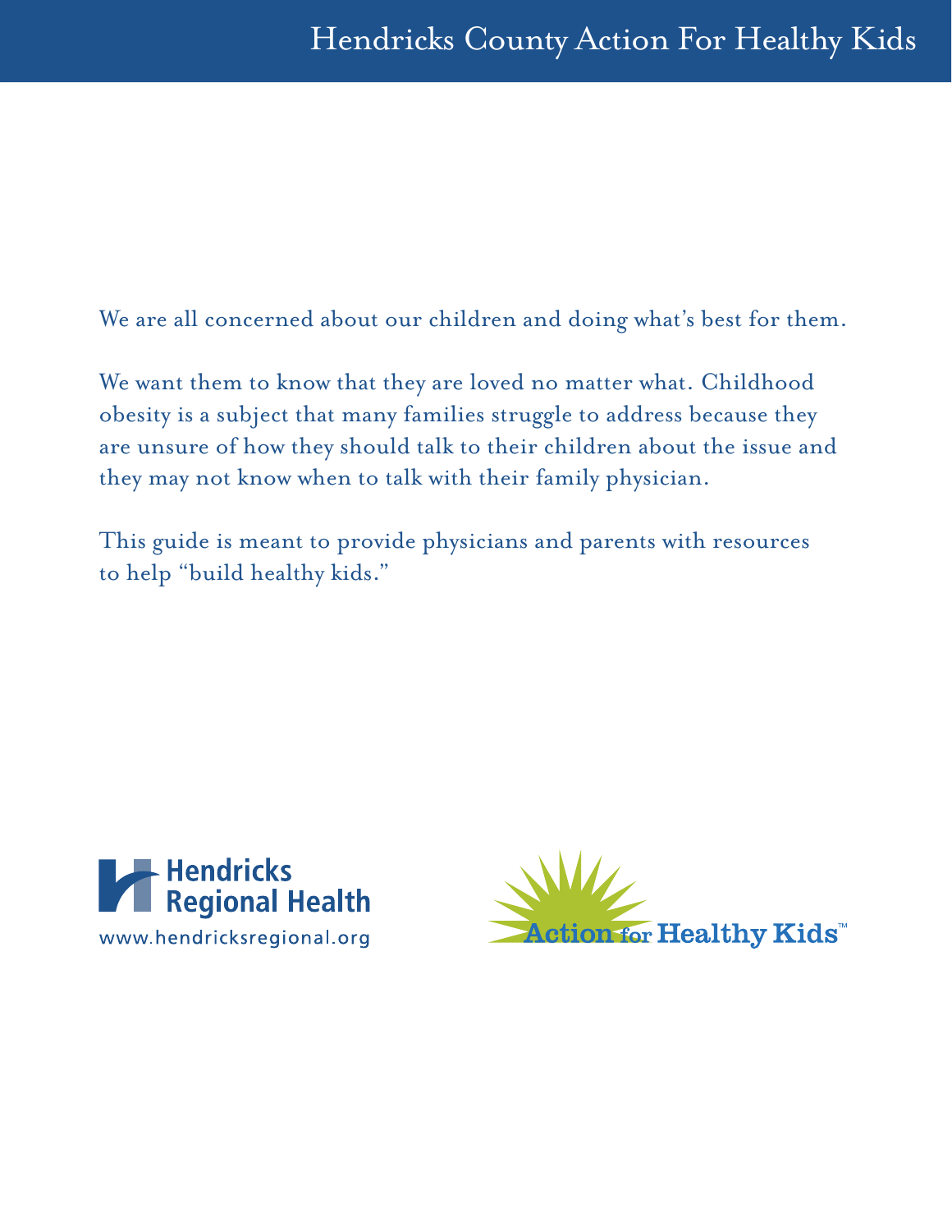# Hendricks County Action For Healthy Kids

We are all concerned about our children and doing what's best for them.

We want them to know that they are loved no matter what. Childhood obesity is a subject that many families struggle to address because they are unsure of how they should talk to their children about the issue and they may not know when to talk with their family physician.

This guide is meant to provide physicians and parents with resources to help "build healthy kids."

Hendricks Regional Health
www.hendricksregional.org

Action for Healthy Kids™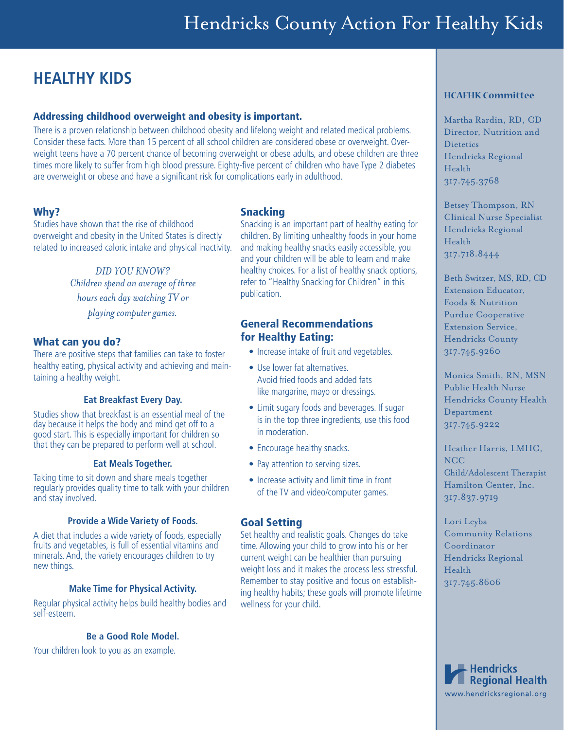# HEALTHY KIDS

### Addressing childhood overweight and obesity is important.

There is a proven relationship between childhood obesity and lifelong weight and related medical problems. Consider these facts. More than 15 percent of all school children are considered obese or overweight. Overweight teens have a 70 percent chance of becoming overweight or obese adults, and obese children are three times more likely to suffer from high blood pressure. Eighty-five percent of children who have Type 2 diabetes are overweight or obese and have a significant risk for complications early in adulthood.

## Why?

Studies have shown that the rise of childhood overweight and obesity in the United States is directly related to increased caloric intake and physical inactivity.

*DID YOU KNOW? Children spend an average of three hours each day watching TV or playing computer games.*

## What can you do?

There are positive steps that families can take to foster healthy eating, physical activity and achieving and maintaining a healthy weight.

**Eat Breakfast Every Day.**

Studies show that breakfast is an essential meal of the day because it helps the body and mind get off to a good start. This is especially important for children so that they can be prepared to perform well at school.

**Eat Meals Together.**

Taking time to sit down and share meals together regularly provides quality time to talk with your children and stay involved.

**Provide a Wide Variety of Foods.**

A diet that includes a wide variety of foods, especially fruits and vegetables, is full of essential vitamins and minerals. And, the variety encourages children to try new things.

**Make Time for Physical Activity.**

Regular physical activity helps build healthy bodies and self-esteem.

**Be a Good Role Model.**

Your children look to you as an example.

## Snacking

Snacking is an important part of healthy eating for children. By limiting unhealthy foods in your home and making healthy snacks easily accessible, you and your children will be able to learn and make healthy choices. For a list of healthy snack options, refer to "Healthy Snacking for Children" in this publication.

## General Recommendations for Healthy Eating:

- Increase intake of fruit and vegetables.
- Use lower fat alternatives. Avoid fried foods and added fats like margarine, mayo or dressings.
- Limit sugary foods and beverages. If sugar is in the top three ingredients, use this food in moderation.
- Encourage healthy snacks.
- Pay attention to serving sizes.
- Increase activity and limit time in front of the TV and video/computer games.

## Goal Setting

Set healthy and realistic goals. Changes do take time. Allowing your child to grow into his or her current weight can be healthier than pursuing weight loss and it makes the process less stressful. Remember to stay positive and focus on establishing healthy habits; these goals will promote lifetime wellness for your child.

### HCAFHK Committee

Martha Rardin, RD, CD
Director, Nutrition and Dietetics
Hendricks Regional Health
317.745.3768

Betsey Thompson, RN
Clinical Nurse Specialist
Hendricks Regional Health
317.718.8444

Beth Switzer, MS, RD, CD
Extension Educator, Foods & Nutrition
Purdue Cooperative Extension Service, Hendricks County
317.745.9260

Monica Smith, RN, MSN
Public Health Nurse
Hendricks County Health Department
317.745.9222

Heather Harris, LMHC, NCC
Child/Adolescent Therapist
Hamilton Center, Inc.
317.837.9719

Lori Leyba
Community Relations Coordinator
Hendricks Regional Health
317.745.8606

Hendricks Regional Health
www.hendricksregional.org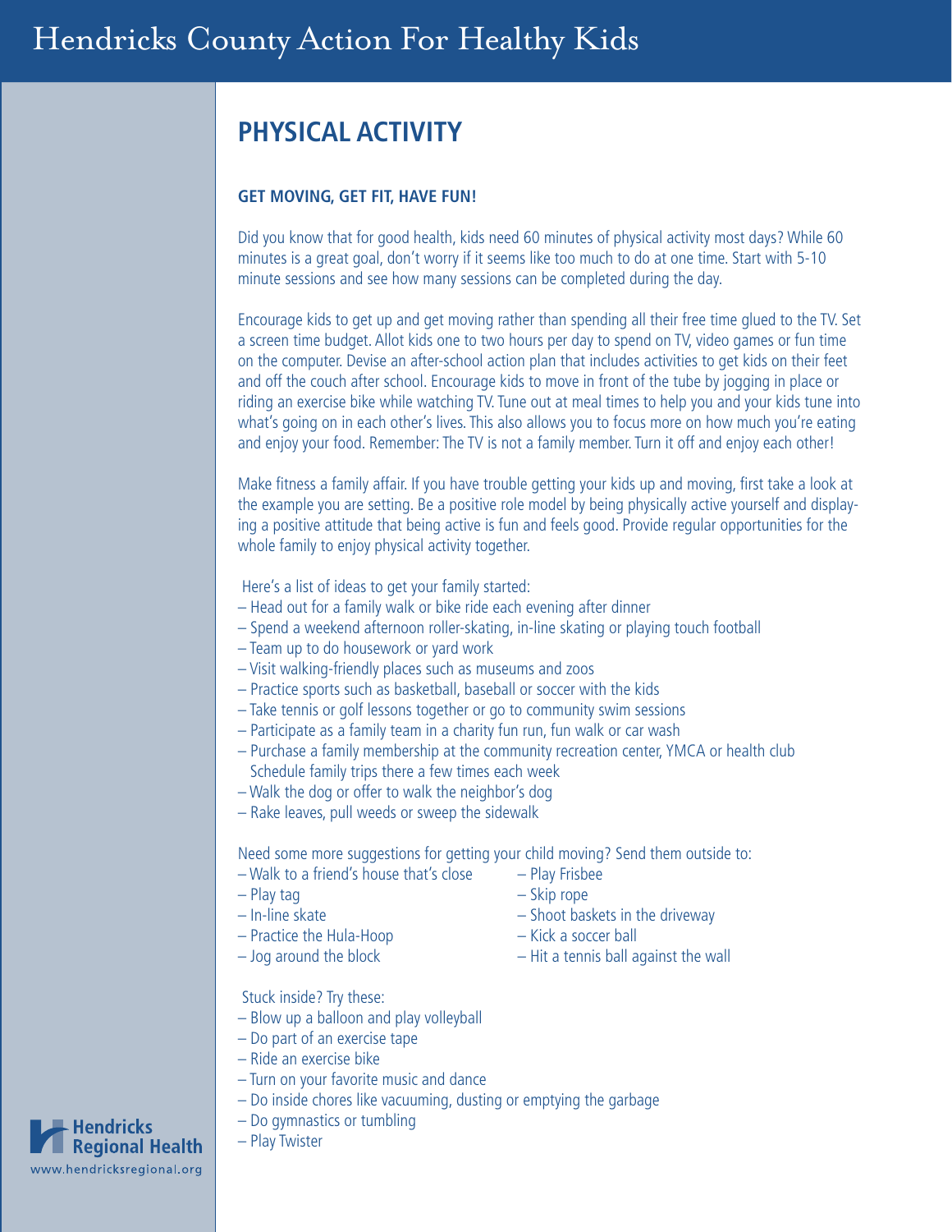# PHYSICAL ACTIVITY

### GET MOVING, GET FIT, HAVE FUN!

Did you know that for good health, kids need 60 minutes of physical activity most days? While 60 minutes is a great goal, don't worry if it seems like too much to do at one time. Start with 5-10 minute sessions and see how many sessions can be completed during the day.

Encourage kids to get up and get moving rather than spending all their free time glued to the TV. Set a screen time budget. Allot kids one to two hours per day to spend on TV, video games or fun time on the computer. Devise an after-school action plan that includes activities to get kids on their feet and off the couch after school. Encourage kids to move in front of the tube by jogging in place or riding an exercise bike while watching TV. Tune out at meal times to help you and your kids tune into what's going on in each other's lives. This also allows you to focus more on how much you're eating and enjoy your food. Remember: The TV is not a family member. Turn it off and enjoy each other!

Make fitness a family affair. If you have trouble getting your kids up and moving, first take a look at the example you are setting. Be a positive role model by being physically active yourself and displaying a positive attitude that being active is fun and feels good. Provide regular opportunities for the whole family to enjoy physical activity together.

Here's a list of ideas to get your family started:

- Head out for a family walk or bike ride each evening after dinner
- Spend a weekend afternoon roller-skating, in-line skating or playing touch football
- Team up to do housework or yard work
- Visit walking-friendly places such as museums and zoos
- Practice sports such as basketball, baseball or soccer with the kids
- Take tennis or golf lessons together or go to community swim sessions
- Participate as a family team in a charity fun run, fun walk or car wash
- Purchase a family membership at the community recreation center, YMCA or health club Schedule family trips there a few times each week
- Walk the dog or offer to walk the neighbor's dog
- Rake leaves, pull weeds or sweep the sidewalk

Need some more suggestions for getting your child moving? Send them outside to:

- Walk to a friend's house that's close
- Play tag
- In-line skate
- Practice the Hula-Hoop
- Jog around the block
- Play Frisbee
- Skip rope
- Shoot baskets in the driveway
- Kick a soccer ball
- Hit a tennis ball against the wall

Stuck inside? Try these:

- Blow up a balloon and play volleyball
- Do part of an exercise tape
- Ride an exercise bike
- Turn on your favorite music and dance
- Do inside chores like vacuuming, dusting or emptying the garbage
- Do gymnastics or tumbling
- Play Twister

Hendricks Regional Health
www.hendricksregional.org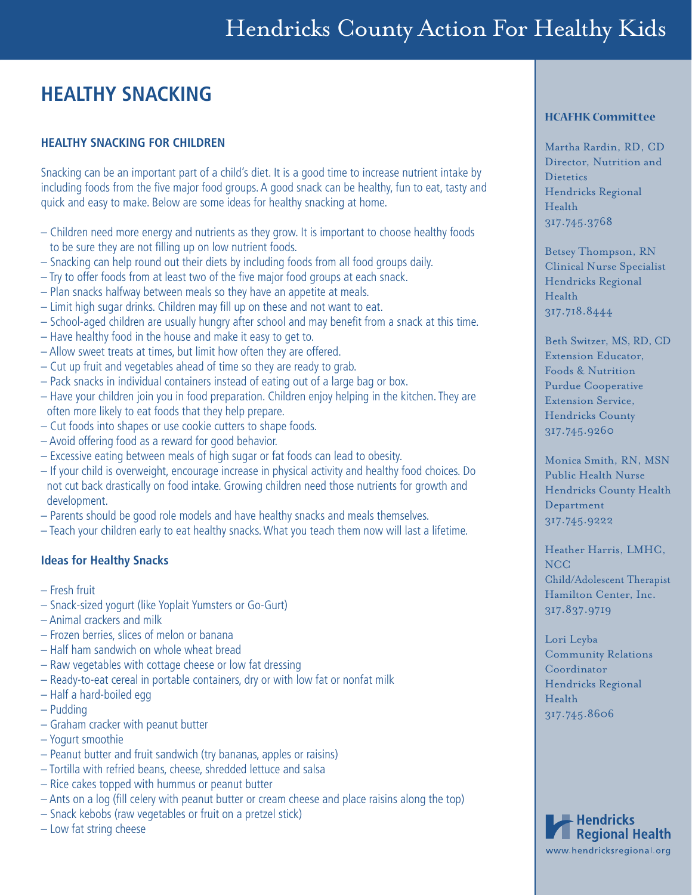# HEALTHY SNACKING

## HEALTHY SNACKING FOR CHILDREN

Snacking can be an important part of a child's diet. It is a good time to increase nutrient intake by including foods from the five major food groups. A good snack can be healthy, fun to eat, tasty and quick and easy to make. Below are some ideas for healthy snacking at home.

– Children need more energy and nutrients as they grow. It is important to choose healthy foods to be sure they are not filling up on low nutrient foods.
– Snacking can help round out their diets by including foods from all food groups daily.
– Try to offer foods from at least two of the five major food groups at each snack.
– Plan snacks halfway between meals so they have an appetite at meals.
– Limit high sugar drinks. Children may fill up on these and not want to eat.
– School-aged children are usually hungry after school and may benefit from a snack at this time.
– Have healthy food in the house and make it easy to get to.
– Allow sweet treats at times, but limit how often they are offered.
– Cut up fruit and vegetables ahead of time so they are ready to grab.
– Pack snacks in individual containers instead of eating out of a large bag or box.
– Have your children join you in food preparation. Children enjoy helping in the kitchen. They are often more likely to eat foods that they help prepare.
– Cut foods into shapes or use cookie cutters to shape foods.
– Avoid offering food as a reward for good behavior.
– Excessive eating between meals of high sugar or fat foods can lead to obesity.
– If your child is overweight, encourage increase in physical activity and healthy food choices. Do not cut back drastically on food intake. Growing children need those nutrients for growth and development.
– Parents should be good role models and have healthy snacks and meals themselves.
– Teach your children early to eat healthy snacks. What you teach them now will last a lifetime.

### Ideas for Healthy Snacks

– Fresh fruit
– Snack-sized yogurt (like Yoplait Yumsters or Go-Gurt)
– Animal crackers and milk
– Frozen berries, slices of melon or banana
– Half ham sandwich on whole wheat bread
– Raw vegetables with cottage cheese or low fat dressing
– Ready-to-eat cereal in portable containers, dry or with low fat or nonfat milk
– Half a hard-boiled egg
– Pudding
– Graham cracker with peanut butter
– Yogurt smoothie
– Peanut butter and fruit sandwich (try bananas, apples or raisins)
– Tortilla with refried beans, cheese, shredded lettuce and salsa
– Rice cakes topped with hummus or peanut butter
– Ants on a log (fill celery with peanut butter or cream cheese and place raisins along the top)
– Snack kebobs (raw vegetables or fruit on a pretzel stick)
– Low fat string cheese

### HCAFHK Committee

Martha Rardin, RD, CD
Director, Nutrition and Dietetics
Hendricks Regional Health
317.745.3768

Betsey Thompson, RN
Clinical Nurse Specialist
Hendricks Regional Health
317.718.8444

Beth Switzer, MS, RD, CD
Extension Educator, Foods & Nutrition
Purdue Cooperative Extension Service, Hendricks County
317.745.9260

Monica Smith, RN, MSN
Public Health Nurse
Hendricks County Health Department
317.745.9222

Heather Harris, LMHC, NCC
Child/Adolescent Therapist
Hamilton Center, Inc.
317.837.9719

Lori Leyba
Community Relations Coordinator
Hendricks Regional Health
317.745.8606

Hendricks Regional Health
www.hendricksregional.org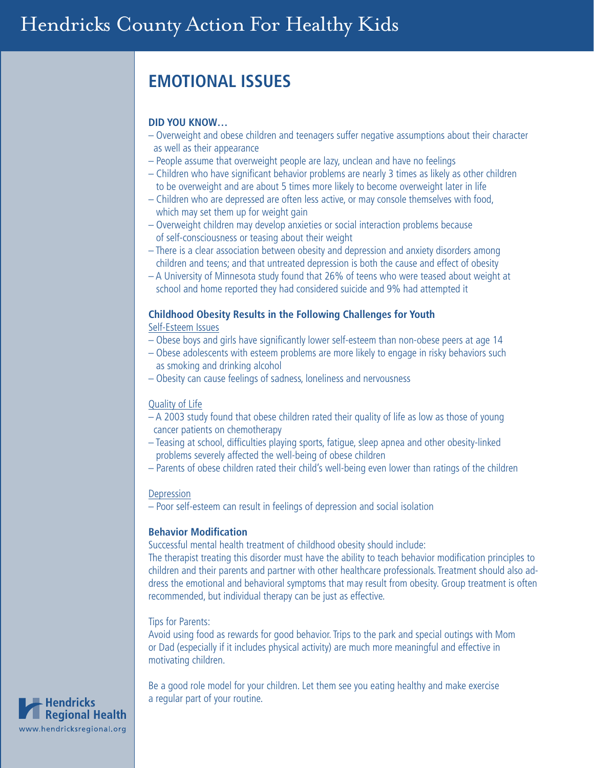## EMOTIONAL ISSUES

**DID YOU KNOW…**

- Overweight and obese children and teenagers suffer negative assumptions about their character as well as their appearance
- People assume that overweight people are lazy, unclean and have no feelings
- Children who have significant behavior problems are nearly 3 times as likely as other children to be overweight and are about 5 times more likely to become overweight later in life
- Children who are depressed are often less active, or may console themselves with food, which may set them up for weight gain
- Overweight children may develop anxieties or social interaction problems because of self-consciousness or teasing about their weight
- There is a clear association between obesity and depression and anxiety disorders among children and teens; and that untreated depression is both the cause and effect of obesity
- A University of Minnesota study found that 26% of teens who were teased about weight at school and home reported they had considered suicide and 9% had attempted it

### Childhood Obesity Results in the Following Challenges for Youth

Self-Esteem Issues

- Obese boys and girls have significantly lower self-esteem than non-obese peers at age 14
- Obese adolescents with esteem problems are more likely to engage in risky behaviors such as smoking and drinking alcohol
- Obesity can cause feelings of sadness, loneliness and nervousness

Quality of Life

- A 2003 study found that obese children rated their quality of life as low as those of young cancer patients on chemotherapy
- Teasing at school, difficulties playing sports, fatigue, sleep apnea and other obesity-linked problems severely affected the well-being of obese children
- Parents of obese children rated their child's well-being even lower than ratings of the children

Depression

- Poor self-esteem can result in feelings of depression and social isolation

### Behavior Modification

Successful mental health treatment of childhood obesity should include:
The therapist treating this disorder must have the ability to teach behavior modification principles to children and their parents and partner with other healthcare professionals. Treatment should also address the emotional and behavioral symptoms that may result from obesity. Group treatment is often recommended, but individual therapy can be just as effective.

Tips for Parents:
Avoid using food as rewards for good behavior. Trips to the park and special outings with Mom or Dad (especially if it includes physical activity) are much more meaningful and effective in motivating children.

Be a good role model for your children. Let them see you eating healthy and make exercise a regular part of your routine.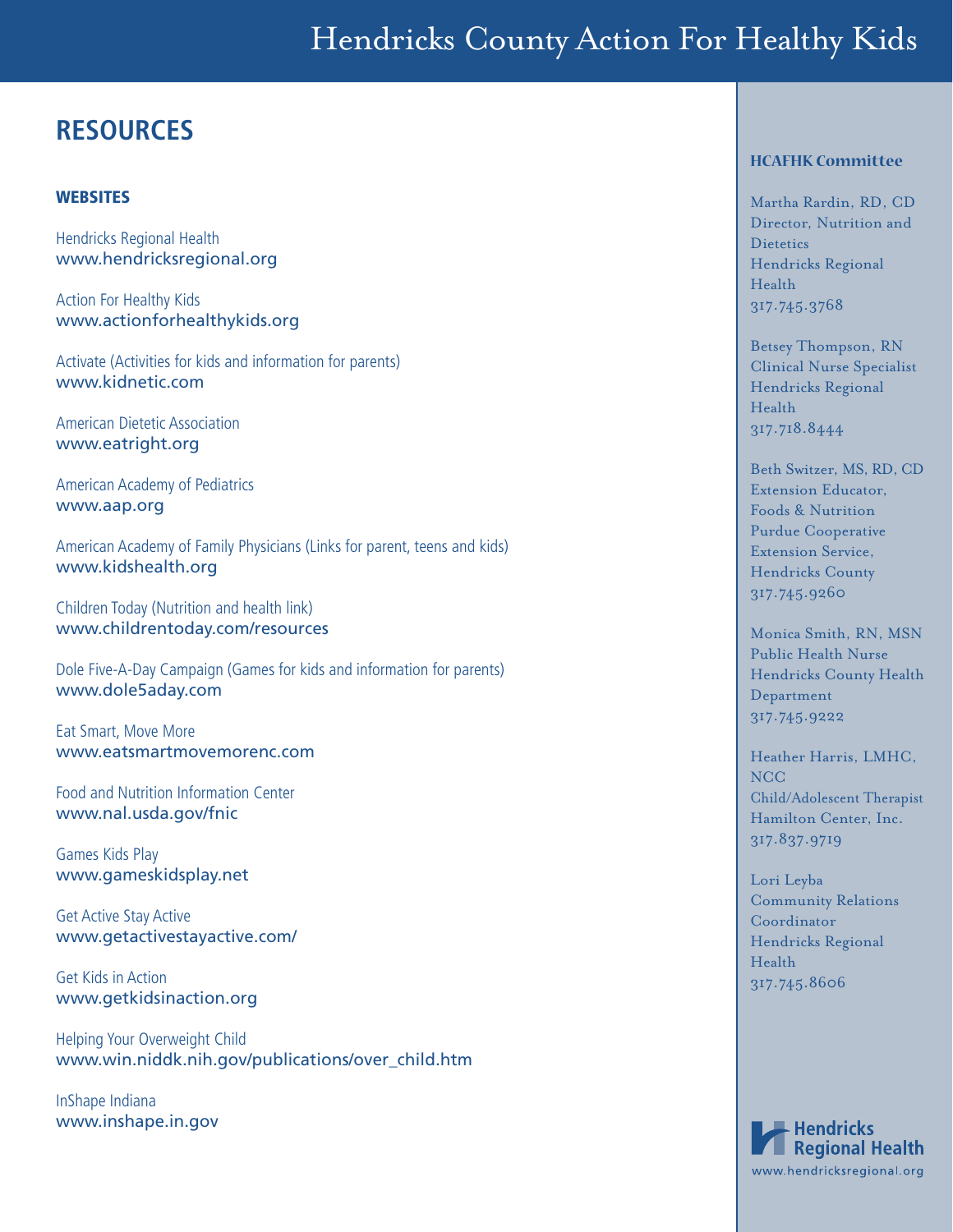## RESOURCES

### WEBSITES

Hendricks Regional Health
www.hendricksregional.org

Action For Healthy Kids
www.actionforhealthykids.org

Activate (Activities for kids and information for parents)
www.kidnetic.com

American Dietetic Association
www.eatright.org

American Academy of Pediatrics
www.aap.org

American Academy of Family Physicians (Links for parent, teens and kids)
www.kidshealth.org

Children Today (Nutrition and health link)
www.childrentoday.com/resources

Dole Five-A-Day Campaign (Games for kids and information for parents)
www.dole5aday.com

Eat Smart, Move More
www.eatsmartmovemorenc.com

Food and Nutrition Information Center
www.nal.usda.gov/fnic

Games Kids Play
www.gameskidsplay.net

Get Active Stay Active
www.getactivestayactive.com/

Get Kids in Action
www.getkidsinaction.org

Helping Your Overweight Child
www.win.niddk.nih.gov/publications/over_child.htm

InShape Indiana
www.inshape.in.gov

### HCAFHK Committee

Martha Rardin, RD, CD
Director, Nutrition and Dietetics
Hendricks Regional Health
317.745.3768

Betsey Thompson, RN
Clinical Nurse Specialist
Hendricks Regional Health
317.718.8444

Beth Switzer, MS, RD, CD
Extension Educator, Foods & Nutrition
Purdue Cooperative Extension Service, Hendricks County
317.745.9260

Monica Smith, RN, MSN
Public Health Nurse
Hendricks County Health Department
317.745.9222

Heather Harris, LMHC, NCC
Child/Adolescent Therapist
Hamilton Center, Inc.
317.837.9719

Lori Leyba
Community Relations Coordinator
Hendricks Regional Health
317.745.8606

Hendricks Regional Health
www.hendricksregional.org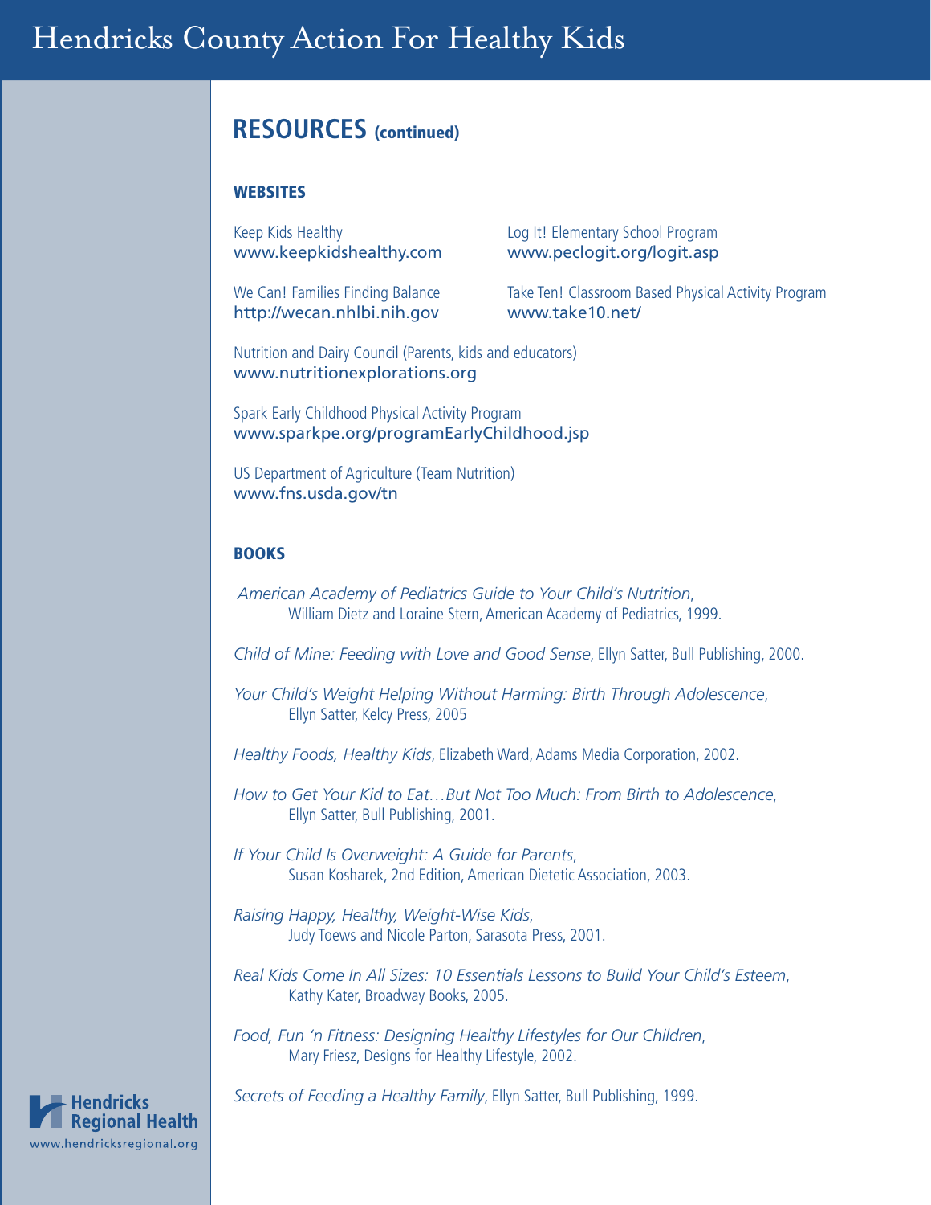## RESOURCES (continued)

### WEBSITES

Keep Kids Healthy
www.keepkidshealthy.com

We Can! Families Finding Balance
http://wecan.nhlbi.nih.gov

Log It! Elementary School Program
www.peclogit.org/logit.asp

Take Ten! Classroom Based Physical Activity Program
www.take10.net/

Nutrition and Dairy Council (Parents, kids and educators)
www.nutritionexplorations.org

Spark Early Childhood Physical Activity Program
www.sparkpe.org/programEarlyChildhood.jsp

US Department of Agriculture (Team Nutrition)
www.fns.usda.gov/tn

### BOOKS

*American Academy of Pediatrics Guide to Your Child's Nutrition*, William Dietz and Loraine Stern, American Academy of Pediatrics, 1999.

*Child of Mine: Feeding with Love and Good Sense*, Ellyn Satter, Bull Publishing, 2000.

*Your Child's Weight Helping Without Harming: Birth Through Adolescence*, Ellyn Satter, Kelcy Press, 2005

*Healthy Foods, Healthy Kids*, Elizabeth Ward, Adams Media Corporation, 2002.

*How to Get Your Kid to Eat…But Not Too Much: From Birth to Adolescence*, Ellyn Satter, Bull Publishing, 2001.

*If Your Child Is Overweight: A Guide for Parents*, Susan Kosharek, 2nd Edition, American Dietetic Association, 2003.

*Raising Happy, Healthy, Weight-Wise Kids*, Judy Toews and Nicole Parton, Sarasota Press, 2001.

*Real Kids Come In All Sizes: 10 Essentials Lessons to Build Your Child's Esteem*, Kathy Kater, Broadway Books, 2005.

*Food, Fun 'n Fitness: Designing Healthy Lifestyles for Our Children*, Mary Friesz, Designs for Healthy Lifestyle, 2002.

*Secrets of Feeding a Healthy Family*, Ellyn Satter, Bull Publishing, 1999.

Hendricks Regional Health
www.hendricksregional.org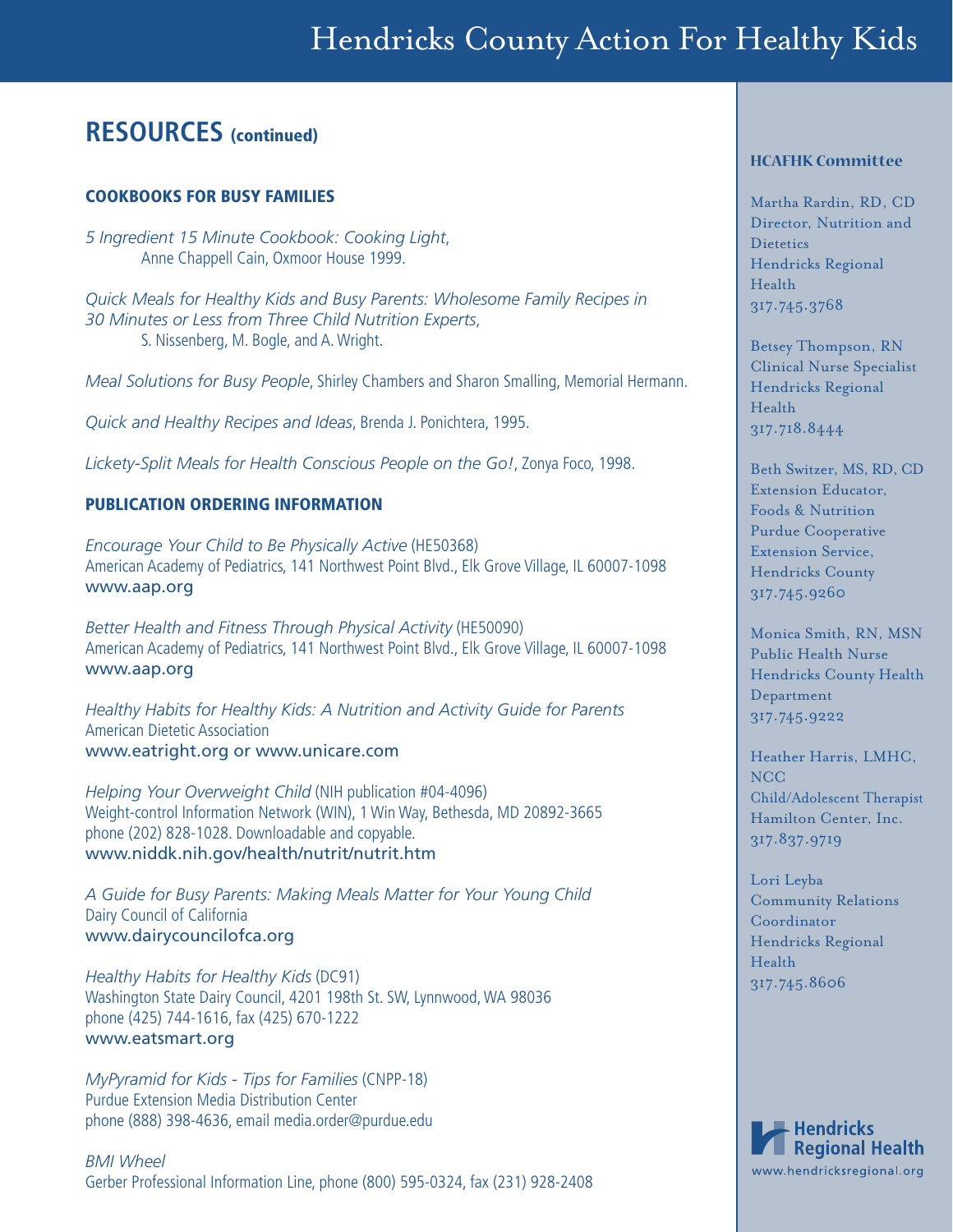## RESOURCES (continued)

### COOKBOOKS FOR BUSY FAMILIES

*5 Ingredient 15 Minute Cookbook: Cooking Light*, Anne Chappell Cain, Oxmoor House 1999.

*Quick Meals for Healthy Kids and Busy Parents: Wholesome Family Recipes in 30 Minutes or Less from Three Child Nutrition Experts*, S. Nissenberg, M. Bogle, and A. Wright.

*Meal Solutions for Busy People*, Shirley Chambers and Sharon Smalling, Memorial Hermann.

*Quick and Healthy Recipes and Ideas*, Brenda J. Ponichtera, 1995.

*Lickety-Split Meals for Health Conscious People on the Go!*, Zonya Foco, 1998.

### PUBLICATION ORDERING INFORMATION

*Encourage Your Child to Be Physically Active* (HE50368)
American Academy of Pediatrics, 141 Northwest Point Blvd., Elk Grove Village, IL 60007-1098
www.aap.org

*Better Health and Fitness Through Physical Activity* (HE50090)
American Academy of Pediatrics, 141 Northwest Point Blvd., Elk Grove Village, IL 60007-1098
www.aap.org

*Healthy Habits for Healthy Kids: A Nutrition and Activity Guide for Parents*
American Dietetic Association
www.eatright.org or www.unicare.com

*Helping Your Overweight Child* (NIH publication #04-4096)
Weight-control Information Network (WIN), 1 Win Way, Bethesda, MD 20892-3665
phone (202) 828-1028. Downloadable and copyable.
www.niddk.nih.gov/health/nutrit/nutrit.htm

*A Guide for Busy Parents: Making Meals Matter for Your Young Child*
Dairy Council of California
www.dairycouncilofca.org

*Healthy Habits for Healthy Kids* (DC91)
Washington State Dairy Council, 4201 198th St. SW, Lynnwood, WA 98036
phone (425) 744-1616, fax (425) 670-1222
www.eatsmart.org

*MyPyramid for Kids - Tips for Families* (CNPP-18)
Purdue Extension Media Distribution Center
phone (888) 398-4636, email media.order@purdue.edu

*BMI Wheel*
Gerber Professional Information Line, phone (800) 595-0324, fax (231) 928-2408

### HCAFHK Committee

Martha Rardin, RD, CD
Director, Nutrition and Dietetics
Hendricks Regional Health
317.745.3768

Betsey Thompson, RN
Clinical Nurse Specialist
Hendricks Regional Health
317.718.8444

Beth Switzer, MS, RD, CD
Extension Educator, Foods & Nutrition
Purdue Cooperative Extension Service, Hendricks County
317.745.9260

Monica Smith, RN, MSN
Public Health Nurse
Hendricks County Health Department
317.745.9222

Heather Harris, LMHC, NCC
Child/Adolescent Therapist
Hamilton Center, Inc.
317.837.9719

Lori Leyba
Community Relations Coordinator
Hendricks Regional Health
317.745.8606

Hendricks Regional Health
www.hendricksregional.org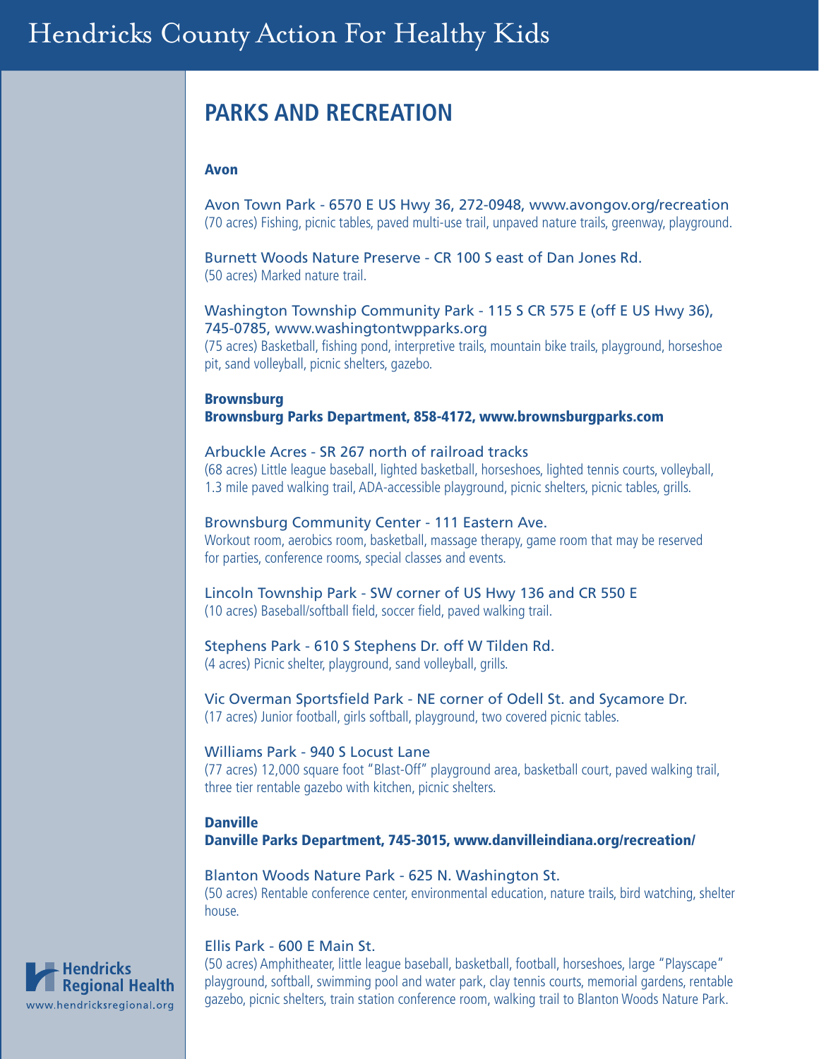## PARKS AND RECREATION

### Avon

Avon Town Park - 6570 E US Hwy 36, 272-0948, www.avongov.org/recreation
(70 acres) Fishing, picnic tables, paved multi-use trail, unpaved nature trails, greenway, playground.

Burnett Woods Nature Preserve - CR 100 S east of Dan Jones Rd.
(50 acres) Marked nature trail.

Washington Township Community Park - 115 S CR 575 E (off E US Hwy 36), 745-0785, www.washingtontwpparks.org
(75 acres) Basketball, fishing pond, interpretive trails, mountain bike trails, playground, horseshoe pit, sand volleyball, picnic shelters, gazebo.

### Brownsburg
**Brownsburg Parks Department, 858-4172, www.brownsburgparks.com**

Arbuckle Acres - SR 267 north of railroad tracks
(68 acres) Little league baseball, lighted basketball, horseshoes, lighted tennis courts, volleyball, 1.3 mile paved walking trail, ADA-accessible playground, picnic shelters, picnic tables, grills.

Brownsburg Community Center - 111 Eastern Ave.
Workout room, aerobics room, basketball, massage therapy, game room that may be reserved for parties, conference rooms, special classes and events.

Lincoln Township Park - SW corner of US Hwy 136 and CR 550 E
(10 acres) Baseball/softball field, soccer field, paved walking trail.

Stephens Park - 610 S Stephens Dr. off W Tilden Rd.
(4 acres) Picnic shelter, playground, sand volleyball, grills.

Vic Overman Sportsfield Park - NE corner of Odell St. and Sycamore Dr.
(17 acres) Junior football, girls softball, playground, two covered picnic tables.

Williams Park - 940 S Locust Lane
(77 acres) 12,000 square foot "Blast-Off" playground area, basketball court, paved walking trail, three tier rentable gazebo with kitchen, picnic shelters.

### Danville
**Danville Parks Department, 745-3015, www.danvilleindiana.org/recreation/**

Blanton Woods Nature Park - 625 N. Washington St.
(50 acres) Rentable conference center, environmental education, nature trails, bird watching, shelter house.

Ellis Park - 600 E Main St.
(50 acres) Amphitheater, little league baseball, basketball, football, horseshoes, large "Playscape" playground, softball, swimming pool and water park, clay tennis courts, memorial gardens, rentable gazebo, picnic shelters, train station conference room, walking trail to Blanton Woods Nature Park.

Hendricks Regional Health
www.hendricksregional.org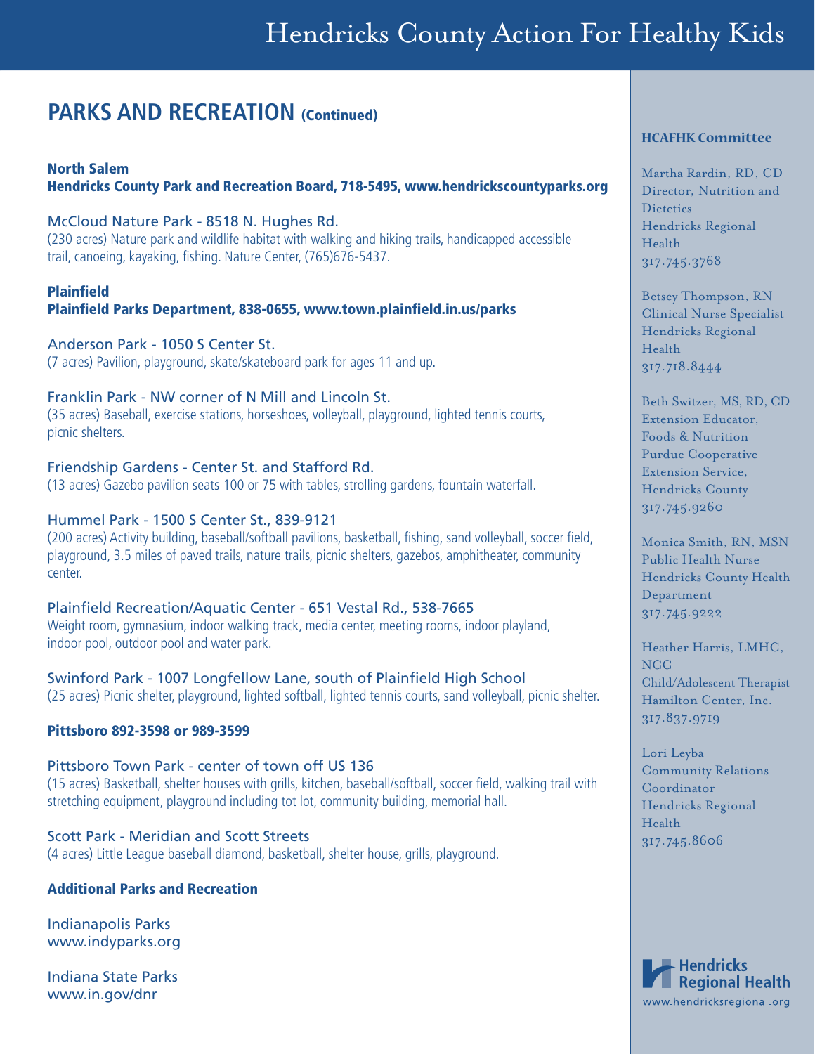## PARKS AND RECREATION (Continued)

**North Salem**
**Hendricks County Park and Recreation Board, 718-5495, www.hendrickscountyparks.org**

McCloud Nature Park - 8518 N. Hughes Rd.
(230 acres) Nature park and wildlife habitat with walking and hiking trails, handicapped accessible trail, canoeing, kayaking, fishing. Nature Center, (765)676-5437.

**Plainfield**
**Plainfield Parks Department, 838-0655, www.town.plainfield.in.us/parks**

Anderson Park - 1050 S Center St.
(7 acres) Pavilion, playground, skate/skateboard park for ages 11 and up.

Franklin Park - NW corner of N Mill and Lincoln St.
(35 acres) Baseball, exercise stations, horseshoes, volleyball, playground, lighted tennis courts, picnic shelters.

Friendship Gardens - Center St. and Stafford Rd.
(13 acres) Gazebo pavilion seats 100 or 75 with tables, strolling gardens, fountain waterfall.

Hummel Park - 1500 S Center St., 839-9121
(200 acres) Activity building, baseball/softball pavilions, basketball, fishing, sand volleyball, soccer field, playground, 3.5 miles of paved trails, nature trails, picnic shelters, gazebos, amphitheater, community center.

Plainfield Recreation/Aquatic Center - 651 Vestal Rd., 538-7665
Weight room, gymnasium, indoor walking track, media center, meeting rooms, indoor playland, indoor pool, outdoor pool and water park.

Swinford Park - 1007 Longfellow Lane, south of Plainfield High School
(25 acres) Picnic shelter, playground, lighted softball, lighted tennis courts, sand volleyball, picnic shelter.

**Pittsboro 892-3598 or 989-3599**

Pittsboro Town Park - center of town off US 136
(15 acres) Basketball, shelter houses with grills, kitchen, baseball/softball, soccer field, walking trail with stretching equipment, playground including tot lot, community building, memorial hall.

Scott Park - Meridian and Scott Streets
(4 acres) Little League baseball diamond, basketball, shelter house, grills, playground.

**Additional Parks and Recreation**

Indianapolis Parks
www.indyparks.org

Indiana State Parks
www.in.gov/dnr

### HCAFHK Committee

Martha Rardin, RD, CD
Director, Nutrition and Dietetics
Hendricks Regional Health
317.745.3768

Betsey Thompson, RN
Clinical Nurse Specialist
Hendricks Regional Health
317.718.8444

Beth Switzer, MS, RD, CD
Extension Educator, Foods & Nutrition
Purdue Cooperative Extension Service, Hendricks County
317.745.9260

Monica Smith, RN, MSN
Public Health Nurse
Hendricks County Health Department
317.745.9222

Heather Harris, LMHC, NCC
Child/Adolescent Therapist
Hamilton Center, Inc.
317.837.9719

Lori Leyba
Community Relations Coordinator
Hendricks Regional Health
317.745.8606

Hendricks Regional Health
www.hendricksregional.org